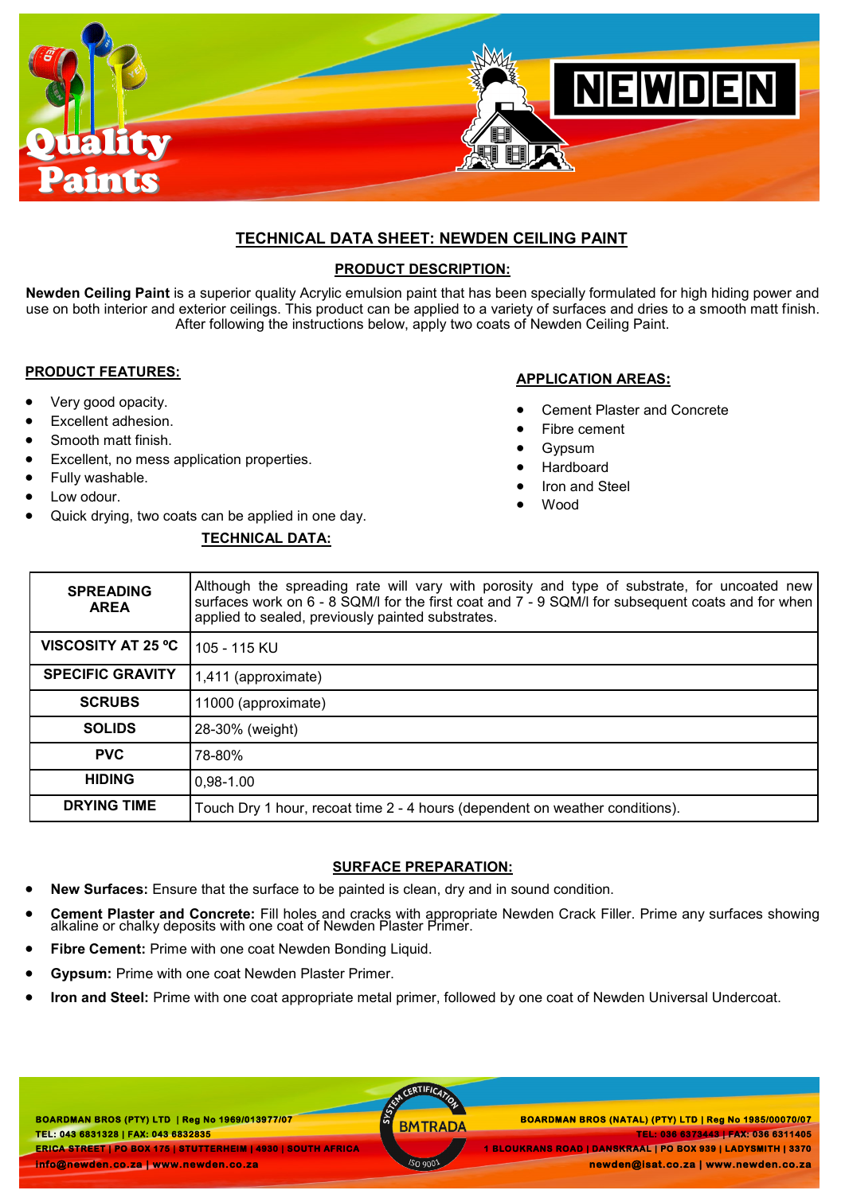# TECHNICAL DATA SHEET: NEWDEN CEILING PAINT

## PRODUCT DESCRIPTION:

**Newden Ceiling Paint** is a superior quality Acrylic emulsion paint that has been specially formulated for high hiding power and use on both interior and exterior ceilings. This product can be applied to a variety of surfaces and dries to a smooth matt finish. After following the instructions below, apply two coats of Newden Ceiling Paint.

## PRODUCT FEATURES:

- Very good opacity.
- Excellent adhesion.
- Smooth matt finish.
- Excellent, no mess application properties.
- Fully washable.
- Low odour.
- Quick drying, two coats can be applied in one day.

## APPLICATION AREAS:

- Cement Plaster and Concrete
- Fibre cement
- Gypsum
- Hardboard
- Iron and Steel
- Wood

## TECHNICAL DATA:

| | |
|---|---|
| **SPREADING AREA** | Although the spreading rate will vary with porosity and type of substrate, for uncoated new surfaces work on 6 - 8 SQM/l for the first coat and 7 - 9 SQM/l for subsequent coats and for when applied to sealed, previously painted substrates. |
| **VISCOSITY AT 25 ºC** | 105 - 115 KU |
| **SPECIFIC GRAVITY** | 1,411 (approximate) |
| **SCRUBS** | 11000 (approximate) |
| **SOLIDS** | 28-30% (weight) |
| **PVC** | 78-80% |
| **HIDING** | 0,98-1.00 |
| **DRYING TIME** | Touch Dry 1 hour, recoat time 2 - 4 hours (dependent on weather conditions). |

## SURFACE PREPARATION:

- **New Surfaces:** Ensure that the surface to be painted is clean, dry and in sound condition.
- **Cement Plaster and Concrete:** Fill holes and cracks with appropriate Newden Crack Filler. Prime any surfaces showing alkaline or chalky deposits with one coat of Newden Plaster Primer.
- **Fibre Cement:** Prime with one coat Newden Bonding Liquid.
- **Gypsum:** Prime with one coat Newden Plaster Primer.
- **Iron and Steel:** Prime with one coat appropriate metal primer, followed by one coat of Newden Universal Undercoat.

BOARDMAN BROS (PTY) LTD | Reg No 1969/013977/07
TEL: 043 6831328 | FAX: 043 6832835
ERICA STREET | PO BOX 175 | STUTTERHEIM | 4930 | SOUTH AFRICA
info@newden.co.za | www.newden.co.za

BOARDMAN BROS (NATAL) (PTY) LTD | Reg No 1985/00070/07
TEL: 036 6373443 | FAX: 036 6311405
1 BLOUKRANS ROAD | DANSKRAAL | PO BOX 939 | LADYSMITH | 3370
newden@isat.co.za | www.newden.co.za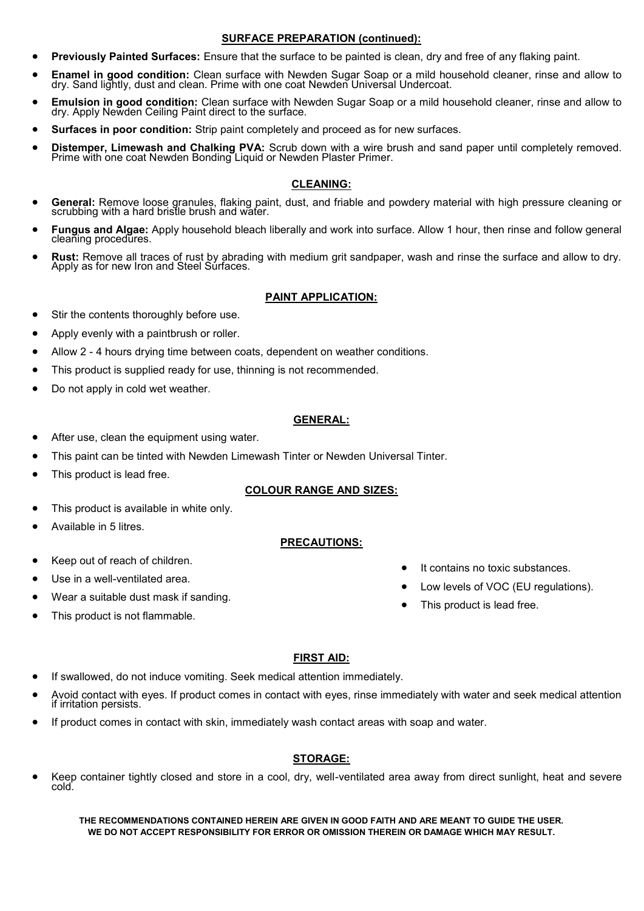## SURFACE PREPARATION (continued):

- **Previously Painted Surfaces:** Ensure that the surface to be painted is clean, dry and free of any flaking paint.
- **Enamel in good condition:** Clean surface with Newden Sugar Soap or a mild household cleaner, rinse and allow to dry. Sand lightly, dust and clean. Prime with one coat Newden Universal Undercoat.
- **Emulsion in good condition:** Clean surface with Newden Sugar Soap or a mild household cleaner, rinse and allow to dry. Apply Newden Ceiling Paint direct to the surface.
- **Surfaces in poor condition:** Strip paint completely and proceed as for new surfaces.
- **Distemper, Limewash and Chalking PVA:** Scrub down with a wire brush and sand paper until completely removed. Prime with one coat Newden Bonding Liquid or Newden Plaster Primer.

## CLEANING:

- **General:** Remove loose granules, flaking paint, dust, and friable and powdery material with high pressure cleaning or scrubbing with a hard bristle brush and water.
- **Fungus and Algae:** Apply household bleach liberally and work into surface. Allow 1 hour, then rinse and follow general cleaning procedures.
- **Rust:** Remove all traces of rust by abrading with medium grit sandpaper, wash and rinse the surface and allow to dry. Apply as for new Iron and Steel Surfaces.

## PAINT APPLICATION:

- Stir the contents thoroughly before use.
- Apply evenly with a paintbrush or roller.
- Allow 2 - 4 hours drying time between coats, dependent on weather conditions.
- This product is supplied ready for use, thinning is not recommended.
- Do not apply in cold wet weather.

## GENERAL:

- After use, clean the equipment using water.
- This paint can be tinted with Newden Limewash Tinter or Newden Universal Tinter.
- This product is lead free.

## COLOUR RANGE AND SIZES:

- This product is available in white only.
- Available in 5 litres.

## PRECAUTIONS:

- Keep out of reach of children.
- Use in a well-ventilated area.
- Wear a suitable dust mask if sanding.
- This product is not flammable.
- It contains no toxic substances.
- Low levels of VOC (EU regulations).
- This product is lead free.

## FIRST AID:

- If swallowed, do not induce vomiting. Seek medical attention immediately.
- Avoid contact with eyes. If product comes in contact with eyes, rinse immediately with water and seek medical attention if irritation persists.
- If product comes in contact with skin, immediately wash contact areas with soap and water.

## STORAGE:

- Keep container tightly closed and store in a cool, dry, well-ventilated area away from direct sunlight, heat and severe cold.

**THE RECOMMENDATIONS CONTAINED HEREIN ARE GIVEN IN GOOD FAITH AND ARE MEANT TO GUIDE THE USER. WE DO NOT ACCEPT RESPONSIBILITY FOR ERROR OR OMISSION THEREIN OR DAMAGE WHICH MAY RESULT.**